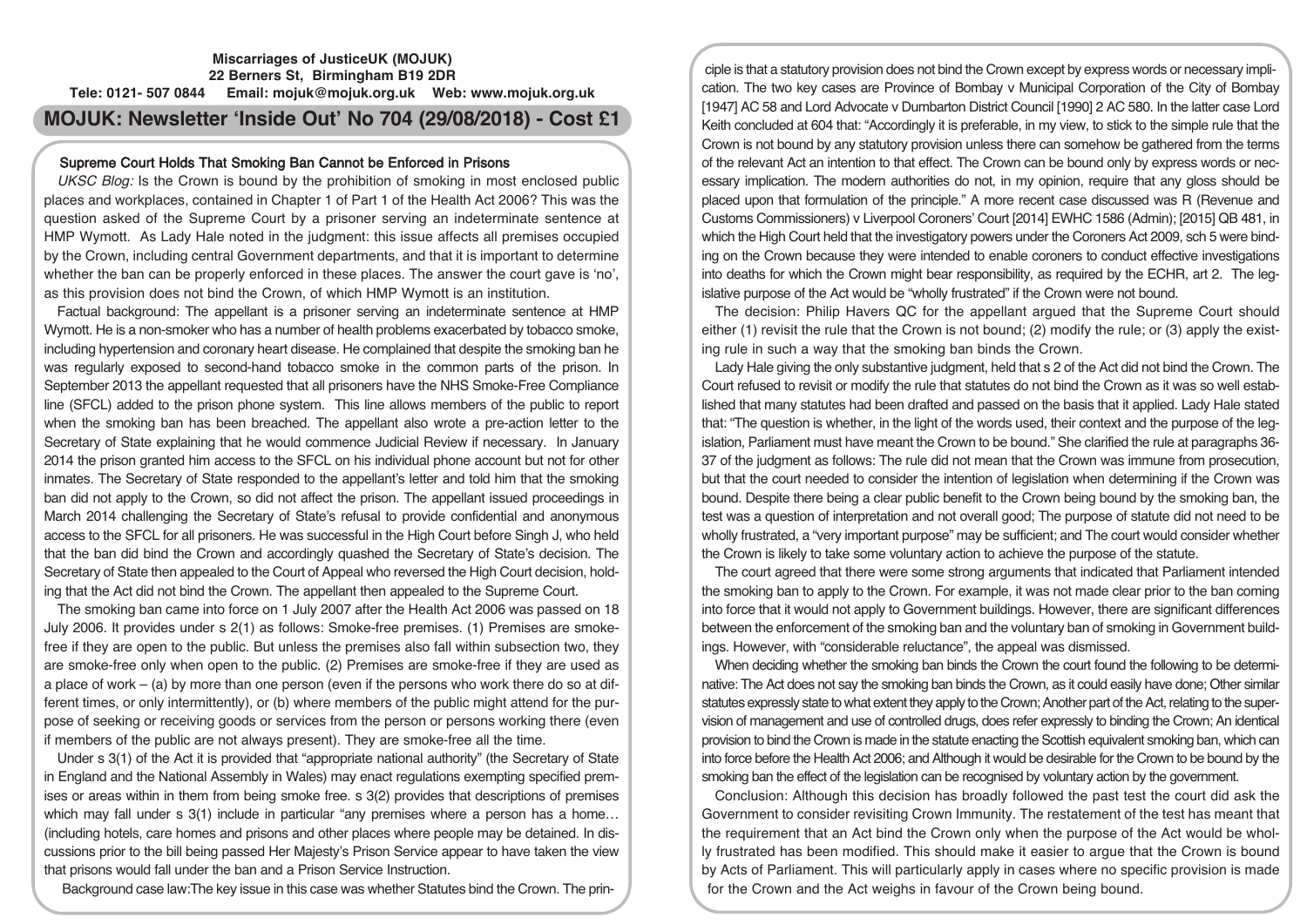**Miscarriages of JusticeUK (MOJUK)**
**22 Berners St, Birmingham B19 2DR**
**Tele: 0121- 507 0844 Email: mojuk@mojuk.org.uk Web: www.mojuk.org.uk**

# MOJUK: Newsletter 'Inside Out' No 704 (29/08/2018) - Cost £1

## Supreme Court Holds That Smoking Ban Cannot be Enforced in Prisons

*UKSC Blog:* Is the Crown is bound by the prohibition of smoking in most enclosed public places and workplaces, contained in Chapter 1 of Part 1 of the Health Act 2006? This was the question asked of the Supreme Court by a prisoner serving an indeterminate sentence at HMP Wymott. As Lady Hale noted in the judgment: this issue affects all premises occupied by the Crown, including central Government departments, and that it is important to determine whether the ban can be properly enforced in these places. The answer the court gave is 'no', as this provision does not bind the Crown, of which HMP Wymott is an institution.

Factual background: The appellant is a prisoner serving an indeterminate sentence at HMP Wymott. He is a non-smoker who has a number of health problems exacerbated by tobacco smoke, including hypertension and coronary heart disease. He complained that despite the smoking ban he was regularly exposed to second-hand tobacco smoke in the common parts of the prison. In September 2013 the appellant requested that all prisoners have the NHS Smoke-Free Compliance line (SFCL) added to the prison phone system. This line allows members of the public to report when the smoking ban has been breached. The appellant also wrote a pre-action letter to the Secretary of State explaining that he would commence Judicial Review if necessary. In January 2014 the prison granted him access to the SFCL on his individual phone account but not for other inmates. The Secretary of State responded to the appellant's letter and told him that the smoking ban did not apply to the Crown, so did not affect the prison. The appellant issued proceedings in March 2014 challenging the Secretary of State's refusal to provide confidential and anonymous access to the SFCL for all prisoners. He was successful in the High Court before Singh J, who held that the ban did bind the Crown and accordingly quashed the Secretary of State's decision. The Secretary of State then appealed to the Court of Appeal who reversed the High Court decision, holding that the Act did not bind the Crown. The appellant then appealed to the Supreme Court.

The smoking ban came into force on 1 July 2007 after the Health Act 2006 was passed on 18 July 2006. It provides under s 2(1) as follows: Smoke-free premises. (1) Premises are smoke-free if they are open to the public. But unless the premises also fall within subsection two, they are smoke-free only when open to the public. (2) Premises are smoke-free if they are used as a place of work – (a) by more than one person (even if the persons who work there do so at different times, or only intermittently), or (b) where members of the public might attend for the purpose of seeking or receiving goods or services from the person or persons working there (even if members of the public are not always present). They are smoke-free all the time.

Under s 3(1) of the Act it is provided that "appropriate national authority" (the Secretary of State in England and the National Assembly in Wales) may enact regulations exempting specified premises or areas within in them from being smoke free. s 3(2) provides that descriptions of premises which may fall under s 3(1) include in particular "any premises where a person has a home… (including hotels, care homes and prisons and other places where people may be detained. In discussions prior to the bill being passed Her Majesty's Prison Service appear to have taken the view that prisons would fall under the ban and a Prison Service Instruction.

Background case law: The key issue in this case was whether Statutes bind the Crown. The principle is that a statutory provision does not bind the Crown except by express words or necessary implication. The two key cases are Province of Bombay v Municipal Corporation of the City of Bombay [1947] AC 58 and Lord Advocate v Dumbarton District Council [1990] 2 AC 580. In the latter case Lord Keith concluded at 604 that: "Accordingly it is preferable, in my view, to stick to the simple rule that the Crown is not bound by any statutory provision unless there can somehow be gathered from the terms of the relevant Act an intention to that effect. The Crown can be bound only by express words or necessary implication. The modern authorities do not, in my opinion, require that any gloss should be placed upon that formulation of the principle." A more recent case discussed was R (Revenue and Customs Commissioners) v Liverpool Coroners' Court [2014] EWHC 1586 (Admin); [2015] QB 481, in which the High Court held that the investigatory powers under the Coroners Act 2009, sch 5 were binding on the Crown because they were intended to enable coroners to conduct effective investigations into deaths for which the Crown might bear responsibility, as required by the ECHR, art 2. The legislative purpose of the Act would be "wholly frustrated" if the Crown were not bound.

The decision: Philip Havers QC for the appellant argued that the Supreme Court should either (1) revisit the rule that the Crown is not bound; (2) modify the rule; or (3) apply the existing rule in such a way that the smoking ban binds the Crown.

Lady Hale giving the only substantive judgment, held that s 2 of the Act did not bind the Crown. The Court refused to revisit or modify the rule that statutes do not bind the Crown as it was so well established that many statutes had been drafted and passed on the basis that it applied. Lady Hale stated that: "The question is whether, in the light of the words used, their context and the purpose of the legislation, Parliament must have meant the Crown to be bound." She clarified the rule at paragraphs 36-37 of the judgment as follows: The rule did not mean that the Crown was immune from prosecution, but that the court needed to consider the intention of legislation when determining if the Crown was bound. Despite there being a clear public benefit to the Crown being bound by the smoking ban, the test was a question of interpretation and not overall good; The purpose of statute did not need to be wholly frustrated, a "very important purpose" may be sufficient; and The court would consider whether the Crown is likely to take some voluntary action to achieve the purpose of the statute.

The court agreed that there were some strong arguments that indicated that Parliament intended the smoking ban to apply to the Crown. For example, it was not made clear prior to the ban coming into force that it would not apply to Government buildings. However, there are significant differences between the enforcement of the smoking ban and the voluntary ban of smoking in Government buildings. However, with "considerable reluctance", the appeal was dismissed.

When deciding whether the smoking ban binds the Crown the court found the following to be determinative: The Act does not say the smoking ban binds the Crown, as it could easily have done; Other similar statutes expressly state to what extent they apply to the Crown; Another part of the Act, relating to the supervision of management and use of controlled drugs, does refer expressly to binding the Crown; An identical provision to bind the Crown is made in the statute enacting the Scottish equivalent smoking ban, which can into force before the Health Act 2006; and Although it would be desirable for the Crown to be bound by the smoking ban the effect of the legislation can be recognised by voluntary action by the government.

Conclusion: Although this decision has broadly followed the past test the court did ask the Government to consider revisiting Crown Immunity. The restatement of the test has meant that the requirement that an Act bind the Crown only when the purpose of the Act would be wholly frustrated has been modified. This should make it easier to argue that the Crown is bound by Acts of Parliament. This will particularly apply in cases where no specific provision is made for the Crown and the Act weighs in favour of the Crown being bound.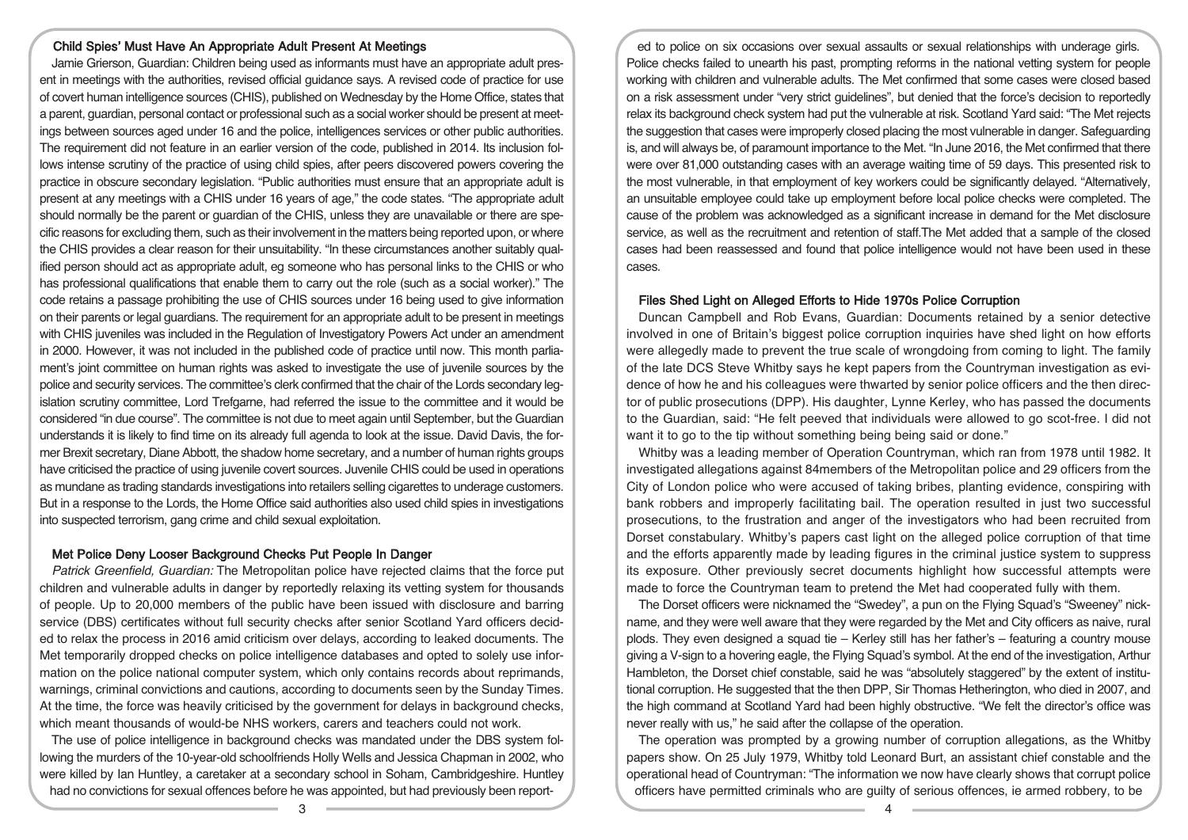## Child Spies' Must Have An Appropriate Adult Present At Meetings

Jamie Grierson, Guardian: Children being used as informants must have an appropriate adult present in meetings with the authorities, revised official guidance says. A revised code of practice for use of covert human intelligence sources (CHIS), published on Wednesday by the Home Office, states that a parent, guardian, personal contact or professional such as a social worker should be present at meetings between sources aged under 16 and the police, intelligences services or other public authorities. The requirement did not feature in an earlier version of the code, published in 2014. Its inclusion follows intense scrutiny of the practice of using child spies, after peers discovered powers covering the practice in obscure secondary legislation. "Public authorities must ensure that an appropriate adult is present at any meetings with a CHIS under 16 years of age," the code states. "The appropriate adult should normally be the parent or guardian of the CHIS, unless they are unavailable or there are specific reasons for excluding them, such as their involvement in the matters being reported upon, or where the CHIS provides a clear reason for their unsuitability. "In these circumstances another suitably qualified person should act as appropriate adult, eg someone who has personal links to the CHIS or who has professional qualifications that enable them to carry out the role (such as a social worker)." The code retains a passage prohibiting the use of CHIS sources under 16 being used to give information on their parents or legal guardians. The requirement for an appropriate adult to be present in meetings with CHIS juveniles was included in the Regulation of Investigatory Powers Act under an amendment in 2000. However, it was not included in the published code of practice until now. This month parliament's joint committee on human rights was asked to investigate the use of juvenile sources by the police and security services. The committee's clerk confirmed that the chair of the Lords secondary legislation scrutiny committee, Lord Trefgarne, had referred the issue to the committee and it would be considered "in due course". The committee is not due to meet again until September, but the Guardian understands it is likely to find time on its already full agenda to look at the issue. David Davis, the former Brexit secretary, Diane Abbott, the shadow home secretary, and a number of human rights groups have criticised the practice of using juvenile covert sources. Juvenile CHIS could be used in operations as mundane as trading standards investigations into retailers selling cigarettes to underage customers. But in a response to the Lords, the Home Office said authorities also used child spies in investigations into suspected terrorism, gang crime and child sexual exploitation.

## Met Police Deny Looser Background Checks Put People In Danger

*Patrick Greenfield, Guardian:* The Metropolitan police have rejected claims that the force put children and vulnerable adults in danger by reportedly relaxing its vetting system for thousands of people. Up to 20,000 members of the public have been issued with disclosure and barring service (DBS) certificates without full security checks after senior Scotland Yard officers decided to relax the process in 2016 amid criticism over delays, according to leaked documents. The Met temporarily dropped checks on police intelligence databases and opted to solely use information on the police national computer system, which only contains records about reprimands, warnings, criminal convictions and cautions, according to documents seen by the Sunday Times. At the time, the force was heavily criticised by the government for delays in background checks, which meant thousands of would-be NHS workers, carers and teachers could not work.

The use of police intelligence in background checks was mandated under the DBS system following the murders of the 10-year-old schoolfriends Holly Wells and Jessica Chapman in 2002, who were killed by Ian Huntley, a caretaker at a secondary school in Soham, Cambridgeshire. Huntley had no convictions for sexual offences before he was appointed, but had previously been reported to police on six occasions over sexual assaults or sexual relationships with underage girls. Police checks failed to unearth his past, prompting reforms in the national vetting system for people working with children and vulnerable adults. The Met confirmed that some cases were closed based on a risk assessment under "very strict guidelines", but denied that the force's decision to reportedly relax its background check system had put the vulnerable at risk. Scotland Yard said: "The Met rejects the suggestion that cases were improperly closed placing the most vulnerable in danger. Safeguarding is, and will always be, of paramount importance to the Met. "In June 2016, the Met confirmed that there were over 81,000 outstanding cases with an average waiting time of 59 days. This presented risk to the most vulnerable, in that employment of key workers could be significantly delayed. "Alternatively, an unsuitable employee could take up employment before local police checks were completed. The cause of the problem was acknowledged as a significant increase in demand for the Met disclosure service, as well as the recruitment and retention of staff.The Met added that a sample of the closed cases had been reassessed and found that police intelligence would not have been used in these cases.

## Files Shed Light on Alleged Efforts to Hide 1970s Police Corruption

Duncan Campbell and Rob Evans, Guardian: Documents retained by a senior detective involved in one of Britain's biggest police corruption inquiries have shed light on how efforts were allegedly made to prevent the true scale of wrongdoing from coming to light. The family of the late DCS Steve Whitby says he kept papers from the Countryman investigation as evidence of how he and his colleagues were thwarted by senior police officers and the then director of public prosecutions (DPP). His daughter, Lynne Kerley, who has passed the documents to the Guardian, said: "He felt peeved that individuals were allowed to go scot-free. I did not want it to go to the tip without something being being said or done."

Whitby was a leading member of Operation Countryman, which ran from 1978 until 1982. It investigated allegations against 84members of the Metropolitan police and 29 officers from the City of London police who were accused of taking bribes, planting evidence, conspiring with bank robbers and improperly facilitating bail. The operation resulted in just two successful prosecutions, to the frustration and anger of the investigators who had been recruited from Dorset constabulary. Whitby's papers cast light on the alleged police corruption of that time and the efforts apparently made by leading figures in the criminal justice system to suppress its exposure. Other previously secret documents highlight how successful attempts were made to force the Countryman team to pretend the Met had cooperated fully with them.

The Dorset officers were nicknamed the "Swedey", a pun on the Flying Squad's "Sweeney" nickname, and they were well aware that they were regarded by the Met and City officers as naive, rural plods. They even designed a squad tie – Kerley still has her father's – featuring a country mouse giving a V-sign to a hovering eagle, the Flying Squad's symbol. At the end of the investigation, Arthur Hambleton, the Dorset chief constable, said he was "absolutely staggered" by the extent of institutional corruption. He suggested that the then DPP, Sir Thomas Hetherington, who died in 2007, and the high command at Scotland Yard had been highly obstructive. "We felt the director's office was never really with us," he said after the collapse of the operation.

The operation was prompted by a growing number of corruption allegations, as the Whitby papers show. On 25 July 1979, Whitby told Leonard Burt, an assistant chief constable and the operational head of Countryman: "The information we now have clearly shows that corrupt police officers have permitted criminals who are guilty of serious offences, ie armed robbery, to be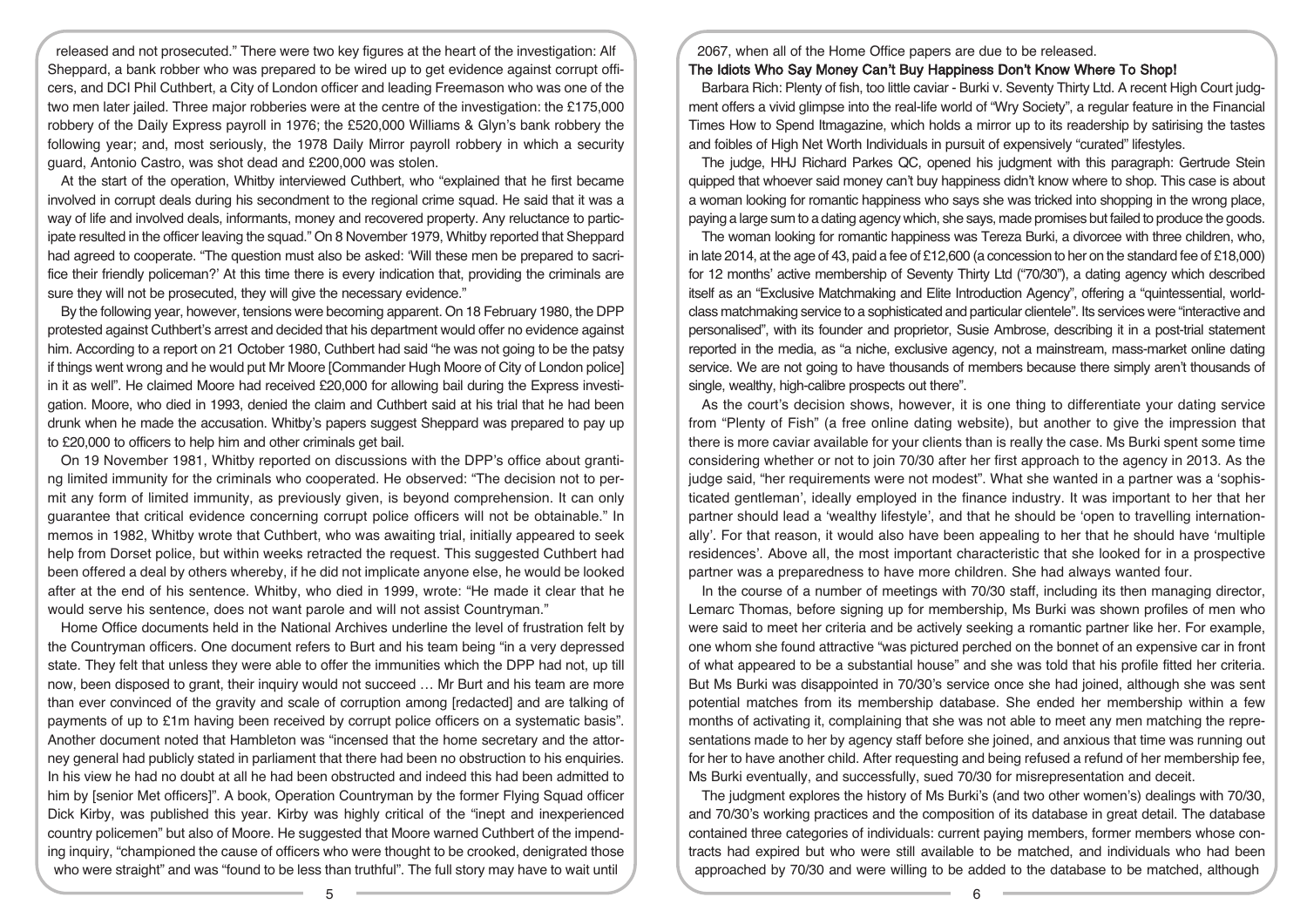released and not prosecuted." There were two key figures at the heart of the investigation: Alf Sheppard, a bank robber who was prepared to be wired up to get evidence against corrupt officers, and DCI Phil Cuthbert, a City of London officer and leading Freemason who was one of the two men later jailed. Three major robberies were at the centre of the investigation: the £175,000 robbery of the Daily Express payroll in 1976; the £520,000 Williams & Glyn's bank robbery the following year; and, most seriously, the 1978 Daily Mirror payroll robbery in which a security guard, Antonio Castro, was shot dead and £200,000 was stolen.

At the start of the operation, Whitby interviewed Cuthbert, who "explained that he first became involved in corrupt deals during his secondment to the regional crime squad. He said that it was a way of life and involved deals, informants, money and recovered property. Any reluctance to participate resulted in the officer leaving the squad." On 8 November 1979, Whitby reported that Sheppard had agreed to cooperate. "The question must also be asked: 'Will these men be prepared to sacrifice their friendly policeman?' At this time there is every indication that, providing the criminals are sure they will not be prosecuted, they will give the necessary evidence."

By the following year, however, tensions were becoming apparent. On 18 February 1980, the DPP protested against Cuthbert's arrest and decided that his department would offer no evidence against him. According to a report on 21 October 1980, Cuthbert had said "he was not going to be the patsy if things went wrong and he would put Mr Moore [Commander Hugh Moore of City of London police] in it as well". He claimed Moore had received £20,000 for allowing bail during the Express investigation. Moore, who died in 1993, denied the claim and Cuthbert said at his trial that he had been drunk when he made the accusation. Whitby's papers suggest Sheppard was prepared to pay up to £20,000 to officers to help him and other criminals get bail.

On 19 November 1981, Whitby reported on discussions with the DPP's office about granting limited immunity for the criminals who cooperated. He observed: "The decision not to permit any form of limited immunity, as previously given, is beyond comprehension. It can only guarantee that critical evidence concerning corrupt police officers will not be obtainable." In memos in 1982, Whitby wrote that Cuthbert, who was awaiting trial, initially appeared to seek help from Dorset police, but within weeks retracted the request. This suggested Cuthbert had been offered a deal by others whereby, if he did not implicate anyone else, he would be looked after at the end of his sentence. Whitby, who died in 1999, wrote: "He made it clear that he would serve his sentence, does not want parole and will not assist Countryman."

Home Office documents held in the National Archives underline the level of frustration felt by the Countryman officers. One document refers to Burt and his team being "in a very depressed state. They felt that unless they were able to offer the immunities which the DPP had not, up till now, been disposed to grant, their inquiry would not succeed … Mr Burt and his team are more than ever convinced of the gravity and scale of corruption among [redacted] and are talking of payments of up to £1m having been received by corrupt police officers on a systematic basis". Another document noted that Hambleton was "incensed that the home secretary and the attorney general had publicly stated in parliament that there had been no obstruction to his enquiries. In his view he had no doubt at all he had been obstructed and indeed this had been admitted to him by [senior Met officers]". A book, Operation Countryman by the former Flying Squad officer Dick Kirby, was published this year. Kirby was highly critical of the "inept and inexperienced country policemen" but also of Moore. He suggested that Moore warned Cuthbert of the impending inquiry, "championed the cause of officers who were thought to be crooked, denigrated those who were straight" and was "found to be less than truthful". The full story may have to wait until 2067, when all of the Home Office papers are due to be released.

### The Idiots Who Say Money Can't Buy Happiness Don't Know Where To Shop!

Barbara Rich: Plenty of fish, too little caviar - Burki v. Seventy Thirty Ltd. A recent High Court judgment offers a vivid glimpse into the real-life world of "Wry Society", a regular feature in the Financial Times How to Spend It magazine, which holds a mirror up to its readership by satirising the tastes and foibles of High Net Worth Individuals in pursuit of expensively "curated" lifestyles.

The judge, HHJ Richard Parkes QC, opened his judgment with this paragraph: Gertrude Stein quipped that whoever said money can't buy happiness didn't know where to shop. This case is about a woman looking for romantic happiness who says she was tricked into shopping in the wrong place, paying a large sum to a dating agency which, she says, made promises but failed to produce the goods.

The woman looking for romantic happiness was Tereza Burki, a divorcee with three children, who, in late 2014, at the age of 43, paid a fee of £12,600 (a concession to her on the standard fee of £18,000) for 12 months' active membership of Seventy Thirty Ltd ("70/30"), a dating agency which described itself as an "Exclusive Matchmaking and Elite Introduction Agency", offering a "quintessential, world-class matchmaking service to a sophisticated and particular clientele". Its services were "interactive and personalised", with its founder and proprietor, Susie Ambrose, describing it in a post-trial statement reported in the media, as "a niche, exclusive agency, not a mainstream, mass-market online dating service. We are not going to have thousands of members because there simply aren't thousands of single, wealthy, high-calibre prospects out there".

As the court's decision shows, however, it is one thing to differentiate your dating service from "Plenty of Fish" (a free online dating website), but another to give the impression that there is more caviar available for your clients than is really the case. Ms Burki spent some time considering whether or not to join 70/30 after her first approach to the agency in 2013. As the judge said, "her requirements were not modest". What she wanted in a partner was a 'sophisticated gentleman', ideally employed in the finance industry. It was important to her that her partner should lead a 'wealthy lifestyle', and that he should be 'open to travelling internationally'. For that reason, it would also have been appealing to her that he should have 'multiple residences'. Above all, the most important characteristic that she looked for in a prospective partner was a preparedness to have more children. She had always wanted four.

In the course of a number of meetings with 70/30 staff, including its then managing director, Lemarc Thomas, before signing up for membership, Ms Burki was shown profiles of men who were said to meet her criteria and be actively seeking a romantic partner like her. For example, one whom she found attractive "was pictured perched on the bonnet of an expensive car in front of what appeared to be a substantial house" and she was told that his profile fitted her criteria. But Ms Burki was disappointed in 70/30's service once she had joined, although she was sent potential matches from its membership database. She ended her membership within a few months of activating it, complaining that she was not able to meet any men matching the representations made to her by agency staff before she joined, and anxious that time was running out for her to have another child. After requesting and being refused a refund of her membership fee, Ms Burki eventually, and successfully, sued 70/30 for misrepresentation and deceit.

The judgment explores the history of Ms Burki's (and two other women's) dealings with 70/30, and 70/30's working practices and the composition of its database in great detail. The database contained three categories of individuals: current paying members, former members whose contracts had expired but who were still available to be matched, and individuals who had been approached by 70/30 and were willing to be added to the database to be matched, although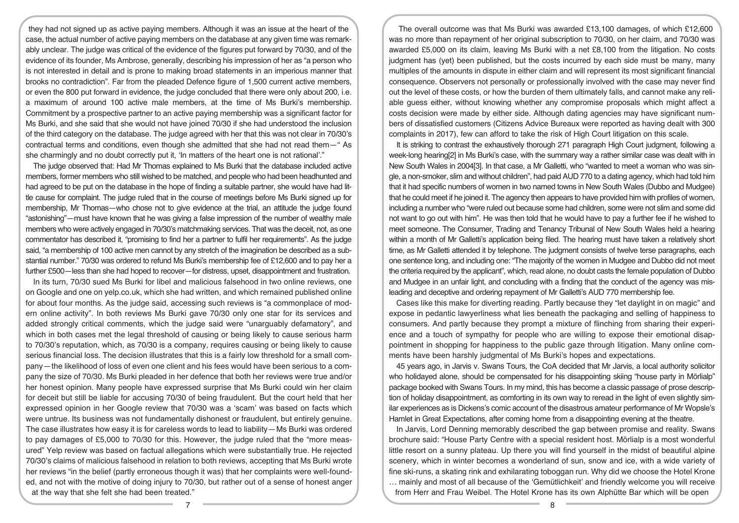they had not signed up as active paying members. Although it was an issue at the heart of the case, the actual number of active paying members on the database at any given time was remarkably unclear. The judge was critical of the evidence of the figures put forward by 70/30, and of the evidence of its founder, Ms Ambrose, generally, describing his impression of her as "a person who is not interested in detail and is prone to making broad statements in an imperious manner that brooks no contradiction". Far from the pleaded Defence figure of 1,500 current active members, or even the 800 put forward in evidence, the judge concluded that there were only about 200, i.e. a maximum of around 100 active male members, at the time of Ms Burki's membership. Commitment by a prospective partner to an active paying membership was a significant factor for Ms Burki, and she said that she would not have joined 70/30 if she had understood the inclusion of the third category on the database. The judge agreed with her that this was not clear in 70/30's contractual terms and conditions, even though she admitted that she had not read them—" As she charmingly and no doubt correctly put it, 'In matters of the heart one is not rational'."

The judge observed that: Had Mr Thomas explained to Ms Burki that the database included active members, former members who still wished to be matched, and people who had been headhunted and had agreed to be put on the database in the hope of finding a suitable partner, she would have had little cause for complaint. The judge ruled that in the course of meetings before Ms Burki signed up for membership, Mr Thomas—who chose not to give evidence at the trial, an attitude the judge found "astonishing"—must have known that he was giving a false impression of the number of wealthy male members who were actively engaged in 70/30's matchmaking services. That was the deceit, not, as one commentator has described it, "promising to find her a partner to fulfil her requirements". As the judge said, "a membership of 100 active men cannot by any stretch of the imagination be described as a substantial number." 70/30 was ordered to refund Ms Burki's membership fee of £12,600 and to pay her a further £500—less than she had hoped to recover—for distress, upset, disappointment and frustration.

In its turn, 70/30 sued Ms Burki for libel and malicious falsehood in two online reviews, one on Google and one on yelp.co.uk, which she had written, and which remained published online for about four months. As the judge said, accessing such reviews is "a commonplace of modern online activity". In both reviews Ms Burki gave 70/30 only one star for its services and added strongly critical comments, which the judge said were "unarguably defamatory", and which in both cases met the legal threshold of causing or being likely to cause serious harm to 70/30's reputation, which, as 70/30 is a company, requires causing or being likely to cause serious financial loss. The decision illustrates that this is a fairly low threshold for a small company—the likelihood of loss of even one client and his fees would have been serious to a company the size of 70/30. Ms Burki pleaded in her defence that both her reviews were true and/or her honest opinion. Many people have expressed surprise that Ms Burki could win her claim for deceit but still be liable for accusing 70/30 of being fraudulent. But the court held that her expressed opinion in her Google review that 70/30 was a 'scam' was based on facts which were untrue. Its business was not fundamentally dishonest or fraudulent, but entirely genuine. The case illustrates how easy it is for careless words to lead to liability—Ms Burki was ordered to pay damages of £5,000 to 70/30 for this. However, the judge ruled that the "more measured" Yelp review was based on factual allegations which were substantially true. He rejected 70/30's claims of malicious falsehood in relation to both reviews, accepting that Ms Burki wrote her reviews "in the belief (partly erroneous though it was) that her complaints were well-founded, and not with the motive of doing injury to 70/30, but rather out of a sense of honest anger at the way that she felt she had been treated."

The overall outcome was that Ms Burki was awarded £13,100 damages, of which £12,600 was no more than repayment of her original subscription to 70/30, on her claim, and 70/30 was awarded £5,000 on its claim, leaving Ms Burki with a net £8,100 from the litigation. No costs judgment has (yet) been published, but the costs incurred by each side must be many, many multiples of the amounts in dispute in either claim and will represent its most significant financial consequence. Observers not personally or professionally involved with the case may never find out the level of these costs, or how the burden of them ultimately falls, and cannot make any reliable guess either, without knowing whether any compromise proposals which might affect a costs decision were made by either side. Although dating agencies may have significant numbers of dissatisfied customers (Citizens Advice Bureaux were reported as having dealt with 300 complaints in 2017), few can afford to take the risk of High Court litigation on this scale.

It is striking to contrast the exhaustively thorough 271 paragraph High Court judgment, following a week-long hearing[2] in Ms Burki's case, with the summary way a rather similar case was dealt with in New South Wales in 2004[3]. In that case, a Mr Galletti, who "wanted to meet a woman who was single, a non-smoker, slim and without children", had paid AUD 770 to a dating agency, which had told him that it had specific numbers of women in two named towns in New South Wales (Dubbo and Mudgee) that he could meet if he joined it. The agency then appears to have provided him with profiles of women, including a number who "were ruled out because some had children, some were not slim and some did not want to go out with him". He was then told that he would have to pay a further fee if he wished to meet someone. The Consumer, Trading and Tenancy Tribunal of New South Wales held a hearing within a month of Mr Galletti's application being filed. The hearing must have taken a relatively short time, as Mr Galletti attended it by telephone. The judgment consists of twelve terse paragraphs, each one sentence long, and including one: "The majority of the women in Mudgee and Dubbo did not meet the criteria required by the applicant", which, read alone, no doubt casts the female population of Dubbo and Mudgee in an unfair light, and concluding with a finding that the conduct of the agency was misleading and deceptive and ordering repayment of Mr Galletti's AUD 770 membership fee.

Cases like this make for diverting reading. Partly because they "let daylight in on magic" and expose in pedantic lawyerliness what lies beneath the packaging and selling of happiness to consumers. And partly because they prompt a mixture of flinching from sharing their experience and a touch of sympathy for people who are willing to expose their emotional disappointment in shopping for happiness to the public gaze through litigation. Many online comments have been harshly judgmental of Ms Burki's hopes and expectations.

45 years ago, in Jarvis v. Swans Tours, the CoA decided that Mr Jarvis, a local authority solicitor who holidayed alone, should be compensated for his disappointing skiing "house party in Mörlialp" package booked with Swans Tours. In my mind, this has become a classic passage of prose description of holiday disappointment, as comforting in its own way to reread in the light of even slightly similar experiences as is Dickens's comic account of the disastrous amateur performance of Mr Wopsle's Hamlet in Great Expectations, after coming home from a disappointing evening at the theatre.

In Jarvis, Lord Denning memorably described the gap between promise and reality. Swans brochure said: "House Party Centre with a special resident host. Mörlialp is a most wonderful little resort on a sunny plateau. Up there you will find yourself in the midst of beautiful alpine scenery, which in winter becomes a wonderland of sun, snow and ice, with a wide variety of fine ski-runs, a skating rink and exhilarating toboggan run. Why did we choose the Hotel Krone … mainly and most of all because of the 'Gemütlichkeit' and friendly welcome you will receive from Herr and Frau Weibel. The Hotel Krone has its own Alphütte Bar which will be open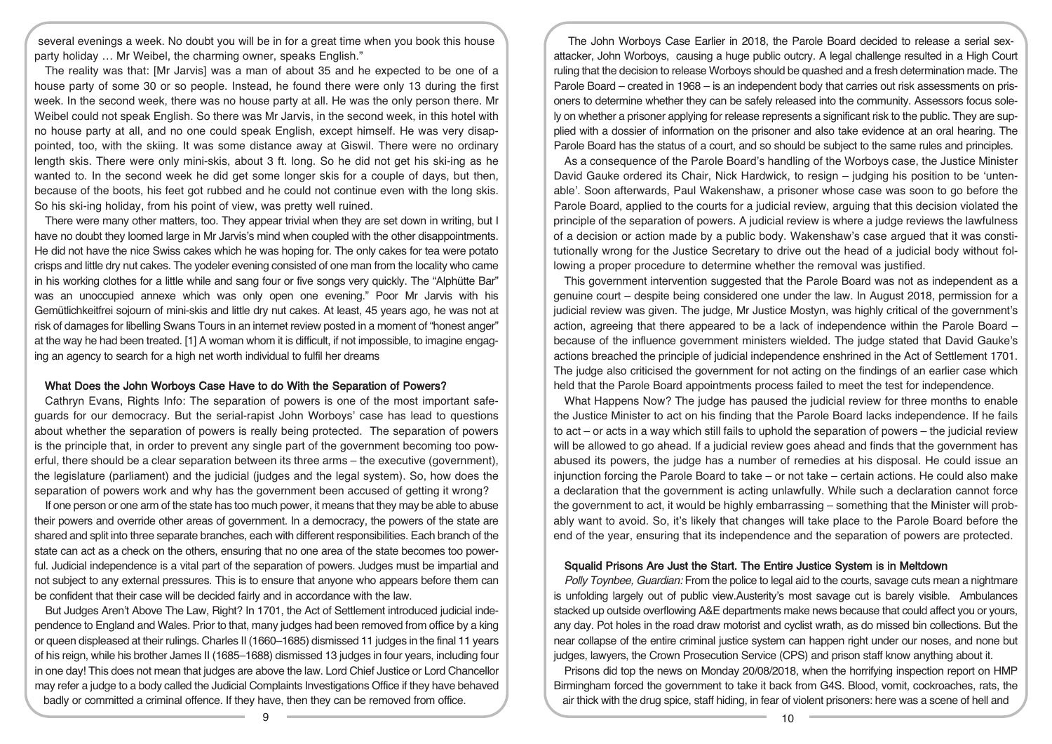several evenings a week. No doubt you will be in for a great time when you book this house party holiday … Mr Weibel, the charming owner, speaks English."

The reality was that: [Mr Jarvis] was a man of about 35 and he expected to be one of a house party of some 30 or so people. Instead, he found there were only 13 during the first week. In the second week, there was no house party at all. He was the only person there. Mr Weibel could not speak English. So there was Mr Jarvis, in the second week, in this hotel with no house party at all, and no one could speak English, except himself. He was very disappointed, too, with the skiing. It was some distance away at Giswil. There were no ordinary length skis. There were only mini-skis, about 3 ft. long. So he did not get his ski-ing as he wanted to. In the second week he did get some longer skis for a couple of days, but then, because of the boots, his feet got rubbed and he could not continue even with the long skis. So his ski-ing holiday, from his point of view, was pretty well ruined.

There were many other matters, too. They appear trivial when they are set down in writing, but I have no doubt they loomed large in Mr Jarvis's mind when coupled with the other disappointments. He did not have the nice Swiss cakes which he was hoping for. The only cakes for tea were potato crisps and little dry nut cakes. The yodeler evening consisted of one man from the locality who came in his working clothes for a little while and sang four or five songs very quickly. The "Alphütte Bar" was an unoccupied annexe which was only open one evening." Poor Mr Jarvis with his Gemütlichkeitfrei sojourn of mini-skis and little dry nut cakes. At least, 45 years ago, he was not at risk of damages for libelling Swans Tours in an internet review posted in a moment of "honest anger" at the way he had been treated. [1] A woman whom it is difficult, if not impossible, to imagine engaging an agency to search for a high net worth individual to fulfil her dreams

## What Does the John Worboys Case Have to do With the Separation of Powers?

Cathryn Evans, Rights Info: The separation of powers is one of the most important safeguards for our democracy. But the serial-rapist John Worboys' case has lead to questions about whether the separation of powers is really being protected. The separation of powers is the principle that, in order to prevent any single part of the government becoming too powerful, there should be a clear separation between its three arms – the executive (government), the legislature (parliament) and the judicial (judges and the legal system). So, how does the separation of powers work and why has the government been accused of getting it wrong?

If one person or one arm of the state has too much power, it means that they may be able to abuse their powers and override other areas of government. In a democracy, the powers of the state are shared and split into three separate branches, each with different responsibilities. Each branch of the state can act as a check on the others, ensuring that no one area of the state becomes too powerful. Judicial independence is a vital part of the separation of powers. Judges must be impartial and not subject to any external pressures. This is to ensure that anyone who appears before them can be confident that their case will be decided fairly and in accordance with the law.

But Judges Aren't Above The Law, Right? In 1701, the Act of Settlement introduced judicial independence to England and Wales. Prior to that, many judges had been removed from office by a king or queen displeased at their rulings. Charles II (1660–1685) dismissed 11 judges in the final 11 years of his reign, while his brother James II (1685–1688) dismissed 13 judges in four years, including four in one day! This does not mean that judges are above the law. Lord Chief Justice or Lord Chancellor may refer a judge to a body called the Judicial Complaints Investigations Office if they have behaved badly or committed a criminal offence. If they have, then they can be removed from office.

The John Worboys Case Earlier in 2018, the Parole Board decided to release a serial sex-attacker, John Worboys, causing a huge public outcry. A legal challenge resulted in a High Court ruling that the decision to release Worboys should be quashed and a fresh determination made. The Parole Board – created in 1968 – is an independent body that carries out risk assessments on prisoners to determine whether they can be safely released into the community. Assessors focus solely on whether a prisoner applying for release represents a significant risk to the public. They are supplied with a dossier of information on the prisoner and also take evidence at an oral hearing. The Parole Board has the status of a court, and so should be subject to the same rules and principles.

As a consequence of the Parole Board's handling of the Worboys case, the Justice Minister David Gauke ordered its Chair, Nick Hardwick, to resign – judging his position to be 'untenable'. Soon afterwards, Paul Wakenshaw, a prisoner whose case was soon to go before the Parole Board, applied to the courts for a judicial review, arguing that this decision violated the principle of the separation of powers. A judicial review is where a judge reviews the lawfulness of a decision or action made by a public body. Wakenshaw's case argued that it was constitutionally wrong for the Justice Secretary to drive out the head of a judicial body without following a proper procedure to determine whether the removal was justified.

This government intervention suggested that the Parole Board was not as independent as a genuine court – despite being considered one under the law. In August 2018, permission for a judicial review was given. The judge, Mr Justice Mostyn, was highly critical of the government's action, agreeing that there appeared to be a lack of independence within the Parole Board – because of the influence government ministers wielded. The judge stated that David Gauke's actions breached the principle of judicial independence enshrined in the Act of Settlement 1701. The judge also criticised the government for not acting on the findings of an earlier case which held that the Parole Board appointments process failed to meet the test for independence.

What Happens Now? The judge has paused the judicial review for three months to enable the Justice Minister to act on his finding that the Parole Board lacks independence. If he fails to act – or acts in a way which still fails to uphold the separation of powers – the judicial review will be allowed to go ahead. If a judicial review goes ahead and finds that the government has abused its powers, the judge has a number of remedies at his disposal. He could issue an injunction forcing the Parole Board to take – or not take – certain actions. He could also make a declaration that the government is acting unlawfully. While such a declaration cannot force the government to act, it would be highly embarrassing – something that the Minister will probably want to avoid. So, it's likely that changes will take place to the Parole Board before the end of the year, ensuring that its independence and the separation of powers are protected.

## Squalid Prisons Are Just the Start. The Entire Justice System is in Meltdown

*Polly Toynbee, Guardian:* From the police to legal aid to the courts, savage cuts mean a nightmare is unfolding largely out of public view.Austerity's most savage cut is barely visible. Ambulances stacked up outside overflowing A&E departments make news because that could affect you or yours, any day. Pot holes in the road draw motorist and cyclist wrath, as do missed bin collections. But the near collapse of the entire criminal justice system can happen right under our noses, and none but judges, lawyers, the Crown Prosecution Service (CPS) and prison staff know anything about it.

Prisons did top the news on Monday 20/08/2018, when the horrifying inspection report on HMP Birmingham forced the government to take it back from G4S. Blood, vomit, cockroaches, rats, the air thick with the drug spice, staff hiding, in fear of violent prisoners: here was a scene of hell and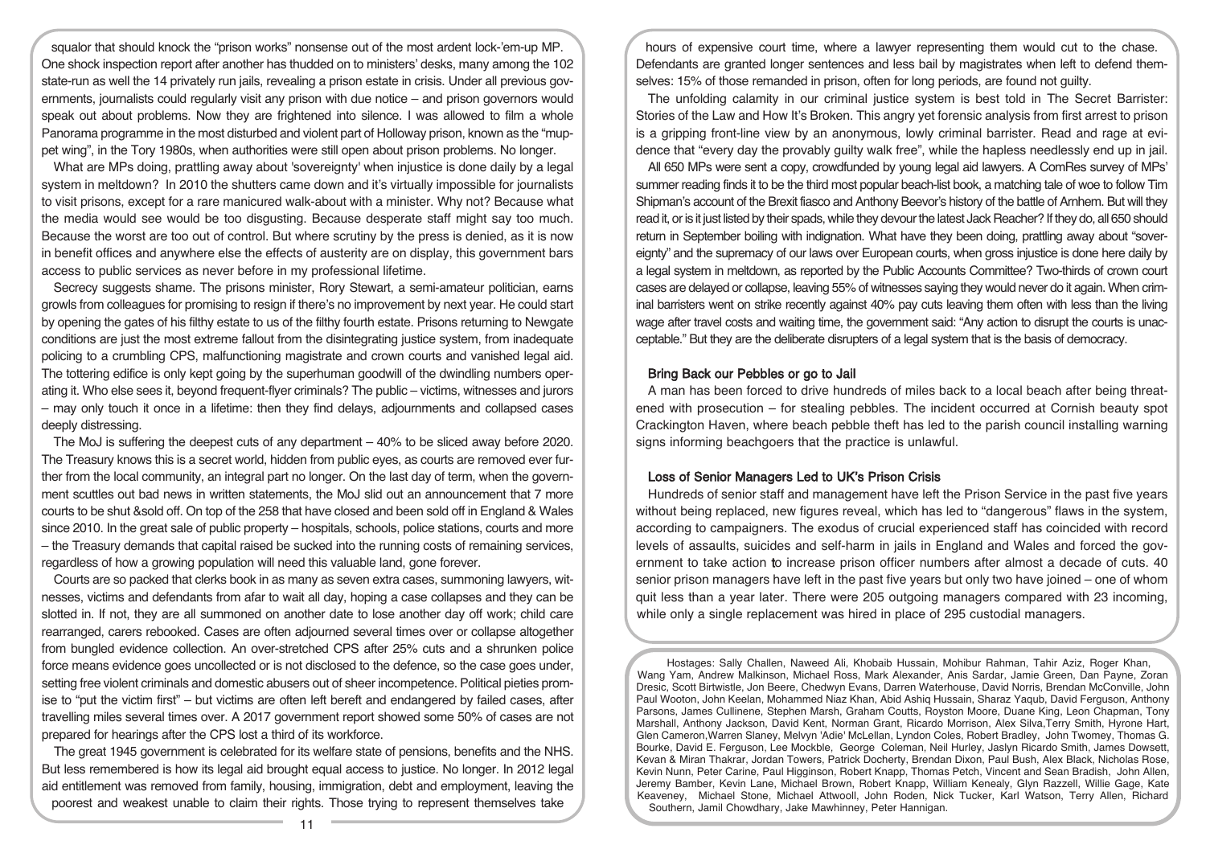squalor that should knock the "prison works" nonsense out of the most ardent lock-'em-up MP. One shock inspection report after another has thudded on to ministers' desks, many among the 102 state-run as well the 14 privately run jails, revealing a prison estate in crisis. Under all previous governments, journalists could regularly visit any prison with due notice – and prison governors would speak out about problems. Now they are frightened into silence. I was allowed to film a whole Panorama programme in the most disturbed and violent part of Holloway prison, known as the "muppet wing", in the Tory 1980s, when authorities were still open about prison problems. No longer.

What are MPs doing, prattling away about 'sovereignty' when injustice is done daily by a legal system in meltdown? In 2010 the shutters came down and it's virtually impossible for journalists to visit prisons, except for a rare manicured walk-about with a minister. Why not? Because what the media would see would be too disgusting. Because desperate staff might say too much. Because the worst are too out of control. But where scrutiny by the press is denied, as it is now in benefit offices and anywhere else the effects of austerity are on display, this government bars access to public services as never before in my professional lifetime.

Secrecy suggests shame. The prisons minister, Rory Stewart, a semi-amateur politician, earns growls from colleagues for promising to resign if there's no improvement by next year. He could start by opening the gates of his filthy estate to us of the filthy fourth estate. Prisons returning to Newgate conditions are just the most extreme fallout from the disintegrating justice system, from inadequate policing to a crumbling CPS, malfunctioning magistrate and crown courts and vanished legal aid. The tottering edifice is only kept going by the superhuman goodwill of the dwindling numbers operating it. Who else sees it, beyond frequent-flyer criminals? The public – victims, witnesses and jurors – may only touch it once in a lifetime: then they find delays, adjournments and collapsed cases deeply distressing.

The MoJ is suffering the deepest cuts of any department – 40% to be sliced away before 2020. The Treasury knows this is a secret world, hidden from public eyes, as courts are removed ever further from the local community, an integral part no longer. On the last day of term, when the government scuttles out bad news in written statements, the MoJ slid out an announcement that 7 more courts to be shut &sold off. On top of the 258 that have closed and been sold off in England & Wales since 2010. In the great sale of public property – hospitals, schools, police stations, courts and more – the Treasury demands that capital raised be sucked into the running costs of remaining services, regardless of how a growing population will need this valuable land, gone forever.

Courts are so packed that clerks book in as many as seven extra cases, summoning lawyers, witnesses, victims and defendants from afar to wait all day, hoping a case collapses and they can be slotted in. If not, they are all summoned on another date to lose another day off work; child care rearranged, carers rebooked. Cases are often adjourned several times over or collapse altogether from bungled evidence collection. An over-stretched CPS after 25% cuts and a shrunken police force means evidence goes uncollected or is not disclosed to the defence, so the case goes under, setting free violent criminals and domestic abusers out of sheer incompetence. Political pieties promise to "put the victim first" – but victims are often left bereft and endangered by failed cases, after travelling miles several times over. A 2017 government report showed some 50% of cases are not prepared for hearings after the CPS lost a third of its workforce.

The great 1945 government is celebrated for its welfare state of pensions, benefits and the NHS. But less remembered is how its legal aid brought equal access to justice. No longer. In 2012 legal aid entitlement was removed from family, housing, immigration, debt and employment, leaving the poorest and weakest unable to claim their rights. Those trying to represent themselves take hours of expensive court time, where a lawyer representing them would cut to the chase. Defendants are granted longer sentences and less bail by magistrates when left to defend themselves: 15% of those remanded in prison, often for long periods, are found not guilty.

The unfolding calamity in our criminal justice system is best told in The Secret Barrister: Stories of the Law and How It's Broken. This angry yet forensic analysis from first arrest to prison is a gripping front-line view by an anonymous, lowly criminal barrister. Read and rage at evidence that "every day the provably guilty walk free", while the hapless needlessly end up in jail.

All 650 MPs were sent a copy, crowdfunded by young legal aid lawyers. A ComRes survey of MPs' summer reading finds it to be the third most popular beach-list book, a matching tale of woe to follow Tim Shipman's account of the Brexit fiasco and Anthony Beevor's history of the battle of Arnhem. But will they read it, or is it just listed by their spads, while they devour the latest Jack Reacher? If they do, all 650 should return in September boiling with indignation. What have they been doing, prattling away about "sovereignty" and the supremacy of our laws over European courts, when gross injustice is done here daily by a legal system in meltdown, as reported by the Public Accounts Committee? Two-thirds of crown court cases are delayed or collapse, leaving 55% of witnesses saying they would never do it again. When criminal barristers went on strike recently against 40% pay cuts leaving them often with less than the living wage after travel costs and waiting time, the government said: "Any action to disrupt the courts is unacceptable." But they are the deliberate disrupters of a legal system that is the basis of democracy.

## Bring Back our Pebbles or go to Jail

A man has been forced to drive hundreds of miles back to a local beach after being threatened with prosecution – for stealing pebbles. The incident occurred at Cornish beauty spot Crackington Haven, where beach pebble theft has led to the parish council installing warning signs informing beachgoers that the practice is unlawful.

## Loss of Senior Managers Led to UK's Prison Crisis

Hundreds of senior staff and management have left the Prison Service in the past five years without being replaced, new figures reveal, which has led to "dangerous" flaws in the system, according to campaigners. The exodus of crucial experienced staff has coincided with record levels of assaults, suicides and self-harm in jails in England and Wales and forced the government to take action to increase prison officer numbers after almost a decade of cuts. 40 senior prison managers have left in the past five years but only two have joined – one of whom quit less than a year later. There were 205 outgoing managers compared with 23 incoming, while only a single replacement was hired in place of 295 custodial managers.

Hostages: Sally Challen, Naweed Ali, Khobaib Hussain, Mohibur Rahman, Tahir Aziz, Roger Khan, Wang Yam, Andrew Malkinson, Michael Ross, Mark Alexander, Anis Sardar, Jamie Green, Dan Payne, Zoran Dresic, Scott Birtwistle, Jon Beere, Chedwyn Evans, Darren Waterhouse, David Norris, Brendan McConville, John Paul Wooton, John Keelan, Mohammed Niaz Khan, Abid Ashiq Hussain, Sharaz Yaqub, David Ferguson, Anthony Parsons, James Cullinene, Stephen Marsh, Graham Coutts, Royston Moore, Duane King, Leon Chapman, Tony Marshall, Anthony Jackson, David Kent, Norman Grant, Ricardo Morrison, Alex Silva,Terry Smith, Hyrone Hart, Glen Cameron,Warren Slaney, Melvyn 'Adie' McLellan, Lyndon Coles, Robert Bradley, John Twomey, Thomas G. Bourke, David E. Ferguson, Lee Mockble, George Coleman, Neil Hurley, Jaslyn Ricardo Smith, James Dowsett, Kevan & Miran Thakrar, Jordan Towers, Patrick Docherty, Brendan Dixon, Paul Bush, Alex Black, Nicholas Rose, Kevin Nunn, Peter Carine, Paul Higginson, Robert Knapp, Thomas Petch, Vincent and Sean Bradish, John Allen, Jeremy Bamber, Kevin Lane, Michael Brown, Robert Knapp, William Kenealy, Glyn Razzell, Willie Gage, Kate Keaveney, Michael Stone, Michael Attwooll, John Roden, Nick Tucker, Karl Watson, Terry Allen, Richard Southern, Jamil Chowdhary, Jake Mawhinney, Peter Hannigan.